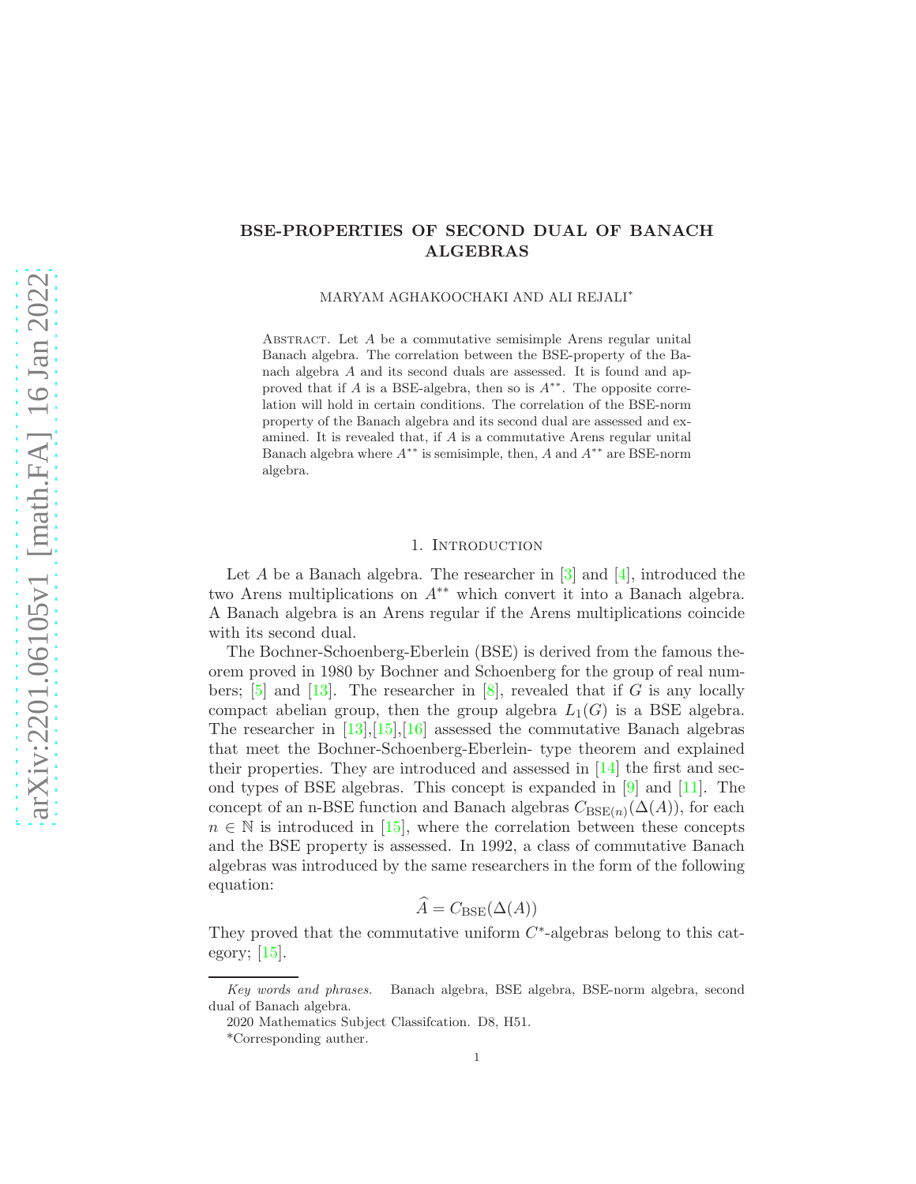# BSE-PROPERTIES OF SECOND DUAL OF BANACH ALGEBRAS

MARYAM AGHAKOOCHAKI AND ALI REJALI*

Abstract. Let $A$ be a commutative semisimple Arens regular unital Banach algebra. The correlation between the BSE-property of the Banach algebra $A$ and its second duals are assessed. It is found and approved that if $A$ is a BSE-algebra, then so is $A^{**}$. The opposite correlation will hold in certain conditions. The correlation of the BSE-norm property of the Banach algebra and its second dual are assessed and examined. It is revealed that, if $A$ is a commutative Arens regular unital Banach algebra where $A^{**}$ is semisimple, then, $A$ and $A^{**}$ are BSE-norm algebra.

## 1. Introduction

Let $A$ be a Banach algebra. The researcher in [3] and [4], introduced the two Arens multiplications on $A^{**}$ which convert it into a Banach algebra. A Banach algebra is an Arens regular if the Arens multiplications coincide with its second dual.

The Bochner-Schoenberg-Eberlein (BSE) is derived from the famous theorem proved in 1980 by Bochner and Schoenberg for the group of real numbers; [5] and [13]. The researcher in [8], revealed that if $G$ is any locally compact abelian group, then the group algebra $L_1(G)$ is a BSE algebra. The researcher in [13],[15],[16] assessed the commutative Banach algebras that meet the Bochner-Schoenberg-Eberlein- type theorem and explained their properties. They are introduced and assessed in [14] the first and second types of BSE algebras. This concept is expanded in [9] and [11]. The concept of an n-BSE function and Banach algebras $C_{\mathrm{BSE}(n)}(\Delta(A))$, for each $n \in \mathbb{N}$ is introduced in [15], where the correlation between these concepts and the BSE property is assessed. In 1992, a class of commutative Banach algebras was introduced by the same researchers in the form of the following equation:

$$\widehat{A} = C_{\mathrm{BSE}}(\Delta(A))$$

They proved that the commutative uniform $C^*$-algebras belong to this category; [15].

*Key words and phrases.* Banach algebra, BSE algebra, BSE-norm algebra, second dual of Banach algebra.

2020 Mathematics Subject Classifcation. D8, H51.

*Corresponding auther.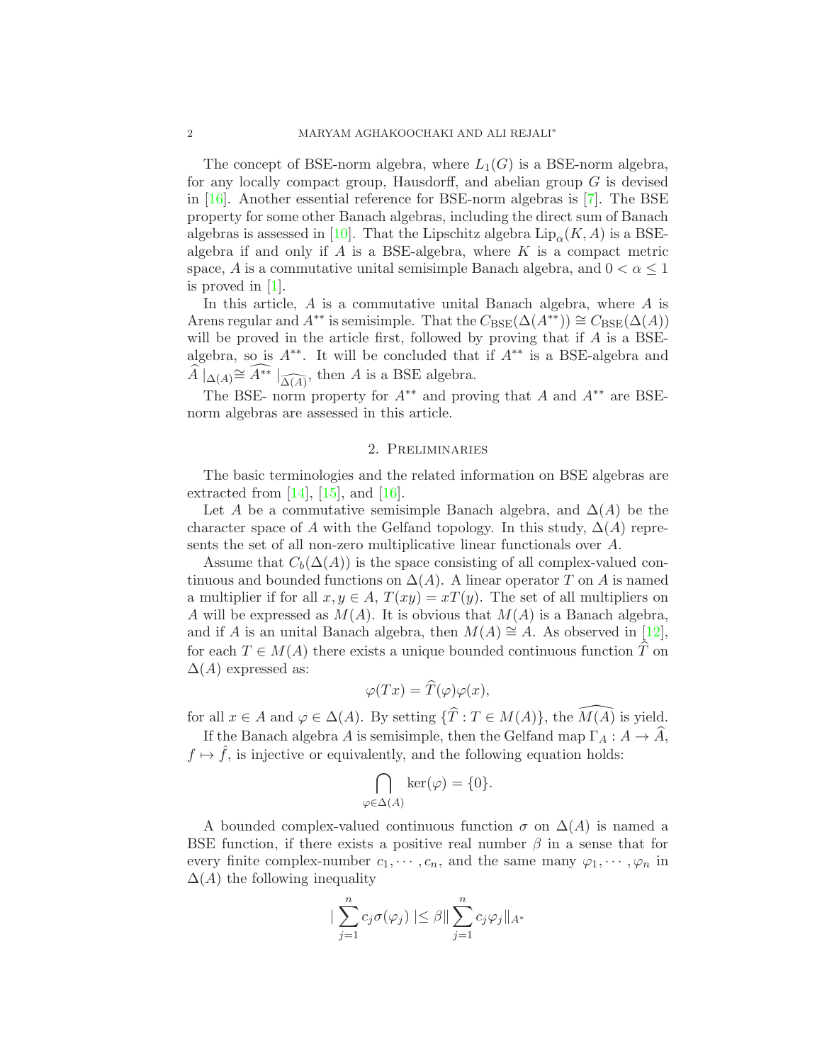The concept of BSE-norm algebra, where $L_1(G)$ is a BSE-norm algebra, for any locally compact group, Hausdorff, and abelian group $G$ is devised in [16]. Another essential reference for BSE-norm algebras is [7]. The BSE property for some other Banach algebras, including the direct sum of Banach algebras is assessed in [10]. That the Lipschitz algebra $\mathrm{Lip}_\alpha(K, A)$ is a BSE-algebra if and only if $A$ is a BSE-algebra, where $K$ is a compact metric space, $A$ is a commutative unital semisimple Banach algebra, and $0 < \alpha \leq 1$ is proved in [1].

In this article, $A$ is a commutative unital Banach algebra, where $A$ is Arens regular and $A^{**}$ is semisimple. That the $C_{\mathrm{BSE}}(\Delta(A^{**})) \cong C_{\mathrm{BSE}}(\Delta(A))$ will be proved in the article first, followed by proving that if $A$ is a BSE-algebra, so is $A^{**}$. It will be concluded that if $A^{**}$ is a BSE-algebra and $\widehat{A}\mid_{\Delta(A)} \cong \widehat{A^{**}}\mid_{\widehat{\Delta(A)}}$, then $A$ is a BSE algebra.

The BSE- norm property for $A^{**}$ and proving that $A$ and $A^{**}$ are BSE-norm algebras are assessed in this article.

## 2. Preliminaries

The basic terminologies and the related information on BSE algebras are extracted from [14], [15], and [16].

Let $A$ be a commutative semisimple Banach algebra, and $\Delta(A)$ be the character space of $A$ with the Gelfand topology. In this study, $\Delta(A)$ represents the set of all non-zero multiplicative linear functionals over $A$.

Assume that $C_b(\Delta(A))$ is the space consisting of all complex-valued continuous and bounded functions on $\Delta(A)$. A linear operator $T$ on $A$ is named a multiplier if for all $x, y \in A$, $T(xy) = xT(y)$. The set of all multipliers on $A$ will be expressed as $M(A)$. It is obvious that $M(A)$ is a Banach algebra, and if $A$ is an unital Banach algebra, then $M(A) \cong A$. As observed in [12], for each $T \in M(A)$ there exists a unique bounded continuous function $\widehat{T}$ on $\Delta(A)$ expressed as:

$$\varphi(Tx) = \widehat{T}(\varphi)\varphi(x),$$

for all $x \in A$ and $\varphi \in \Delta(A)$. By setting $\{\widehat{T} : T \in M(A)\}$, the $\widehat{M(A)}$ is yield.

If the Banach algebra $A$ is semisimple, then the Gelfand map $\Gamma_A : A \to \widehat{A}$, $f \mapsto \hat{f}$, is injective or equivalently, and the following equation holds:

$$\bigcap_{\varphi \in \Delta(A)} \ker(\varphi) = \{0\}.$$

A bounded complex-valued continuous function $\sigma$ on $\Delta(A)$ is named a BSE function, if there exists a positive real number $\beta$ in a sense that for every finite complex-number $c_1, \cdots, c_n$, and the same many $\varphi_1, \cdots, \varphi_n$ in $\Delta(A)$ the following inequality

$$\left| \sum_{j=1}^{n} c_j \sigma(\varphi_j) \right| \leq \beta \left\| \sum_{j=1}^{n} c_j \varphi_j \right\|_{A^*}$$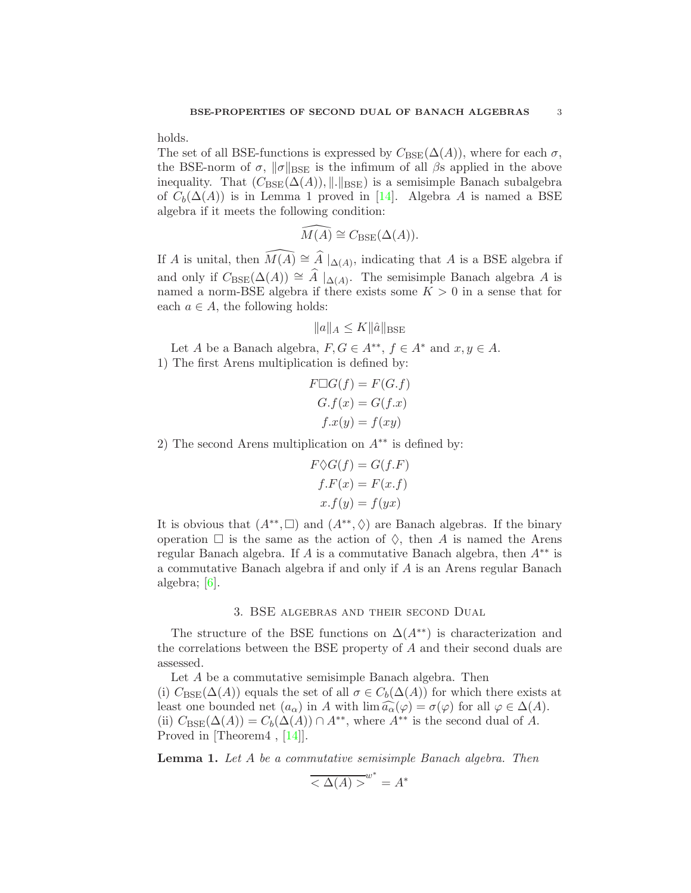holds.
The set of all BSE-functions is expressed by $C_{\mathrm{BSE}}(\Delta(A))$, where for each $\sigma$, the BSE-norm of $\sigma$, $\|\sigma\|_{\mathrm{BSE}}$ is the infimum of all $\beta$s applied in the above inequality. That $(C_{\mathrm{BSE}}(\Delta(A)), \|.\|_{\mathrm{BSE}})$ is a semisimple Banach subalgebra of $C_b(\Delta(A))$ is in Lemma 1 proved in [14]. Algebra $A$ is named a BSE algebra if it meets the following condition:

$$\widehat{M(A)} \cong C_{\mathrm{BSE}}(\Delta(A)).$$

If $A$ is unital, then $\widehat{M(A)} \cong \widehat{A}\mid_{\Delta(A)}$, indicating that $A$ is a BSE algebra if and only if $C_{\mathrm{BSE}}(\Delta(A)) \cong \widehat{A}\mid_{\Delta(A)}$. The semisimple Banach algebra $A$ is named a norm-BSE algebra if there exists some $K > 0$ in a sense that for each $a \in A$, the following holds:

$$\|a\|_A \leq K\|\hat{a}\|_{\mathrm{BSE}}$$

Let $A$ be a Banach algebra, $F, G \in A^{**}$, $f \in A^*$ and $x, y \in A$.
1) The first Arens multiplication is defined by:

$$F\Box G(f) = F(G.f)$$
$$G.f(x) = G(f.x)$$
$$f.x(y) = f(xy)$$

2) The second Arens multiplication on $A^{**}$ is defined by:

$$F\Diamond G(f) = G(f.F)$$
$$f.F(x) = F(x.f)$$
$$x.f(y) = f(yx)$$

It is obvious that $(A^{**}, \Box)$ and $(A^{**}, \Diamond)$ are Banach algebras. If the binary operation $\Box$ is the same as the action of $\Diamond$, then $A$ is named the Arens regular Banach algebra. If $A$ is a commutative Banach algebra, then $A^{**}$ is a commutative Banach algebra if and only if $A$ is an Arens regular Banach algebra; [6].

## 3. BSE algebras and their second Dual

The structure of the BSE functions on $\Delta(A^{**})$ is characterization and the correlations between the BSE property of $A$ and their second duals are assessed.

Let $A$ be a commutative semisimple Banach algebra. Then
(i) $C_{\mathrm{BSE}}(\Delta(A))$ equals the set of all $\sigma \in C_b(\Delta(A))$ for which there exists at least one bounded net $(a_\alpha)$ in $A$ with $\lim \widehat{a_\alpha}(\varphi) = \sigma(\varphi)$ for all $\varphi \in \Delta(A)$.
(ii) $C_{\mathrm{BSE}}(\Delta(A)) = C_b(\Delta(A)) \cap A^{**}$, where $A^{**}$ is the second dual of $A$.
Proved in [Theorem4 , [14]].

**Lemma 1.** *Let $A$ be a commutative semisimple Banach algebra. Then*

$$\overline{<\Delta(A)>}^{w^*} = A^*$$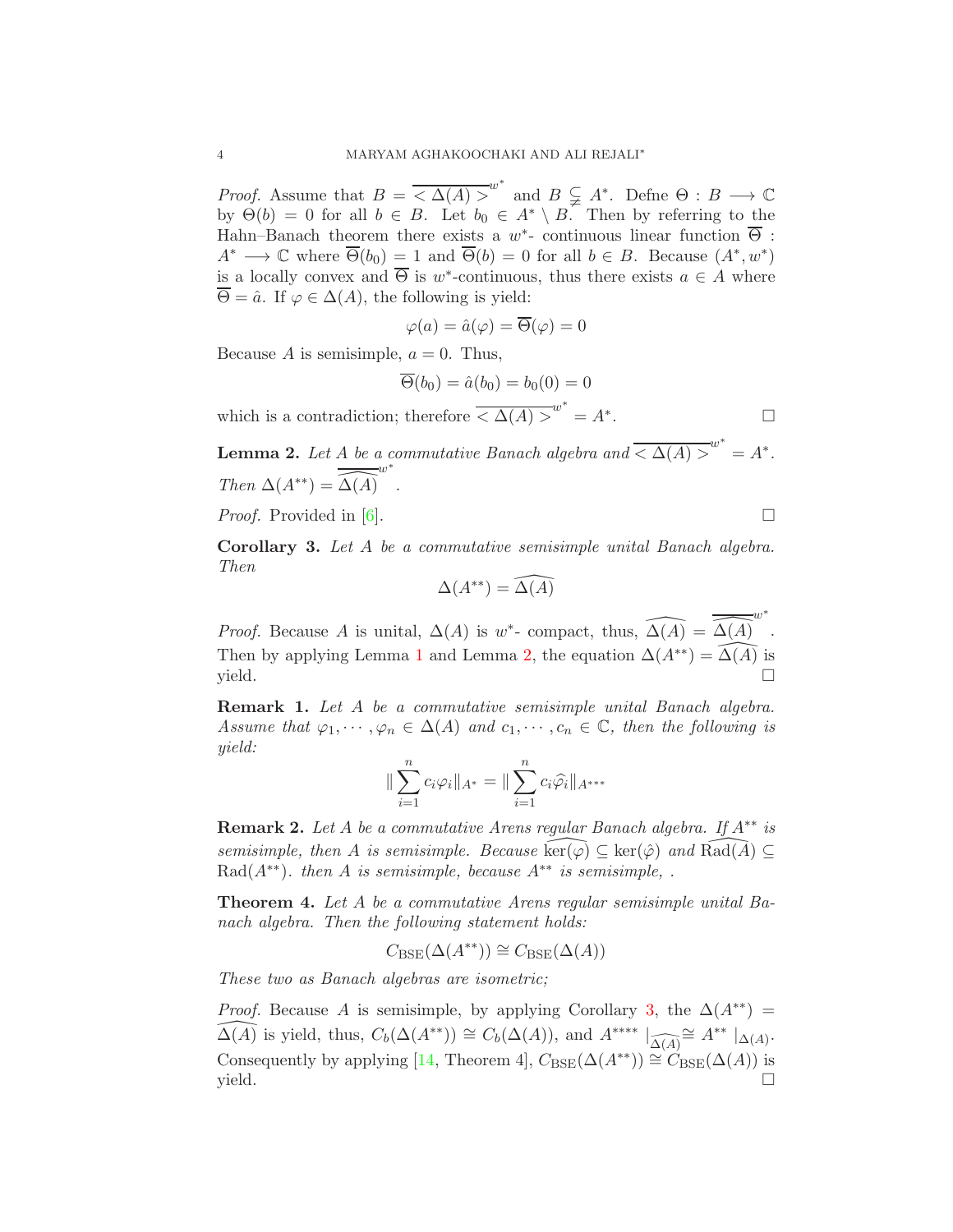*Proof.* Assume that $B = \overline{<\Delta(A)>}^{w^*}$ and $B \subsetneq A^*$. Defne $\Theta : B \longrightarrow \mathbb{C}$ by $\Theta(b) = 0$ for all $b \in B$. Let $b_0 \in A^* \setminus B$. Then by referring to the Hahn–Banach theorem there exists a $w^*$- continuous linear function $\overline{\Theta} : A^* \longrightarrow \mathbb{C}$ where $\overline{\Theta}(b_0) = 1$ and $\overline{\Theta}(b) = 0$ for all $b \in B$. Because $(A^*, w^*)$ is a locally convex and $\overline{\Theta}$ is $w^*$-continuous, thus there exists $a \in A$ where $\overline{\Theta} = \hat{a}$. If $\varphi \in \Delta(A)$, the following is yield:

$$\varphi(a) = \hat{a}(\varphi) = \overline{\Theta}(\varphi) = 0$$

Because $A$ is semisimple, $a = 0$. Thus,

$$\overline{\Theta}(b_0) = \hat{a}(b_0) = b_0(0) = 0$$

which is a contradiction; therefore $\overline{<\Delta(A)>}^{w^*} = A^*$. $\square$

**Lemma 2.** *Let $A$ be a commutative Banach algebra and $\overline{<\Delta(A)>}^{w^*} = A^*$. Then $\Delta(A^{**}) = \overline{\widehat{\Delta(A)}}^{w^*}$.*

*Proof.* Provided in [6]. $\square$

**Corollary 3.** *Let $A$ be a commutative semisimple unital Banach algebra. Then*

$$\Delta(A^{**}) = \widehat{\Delta(A)}$$

*Proof.* Because $A$ is unital, $\Delta(A)$ is $w^*$- compact, thus, $\widehat{\Delta(A)} = \overline{\widehat{\Delta(A)}}^{w^*}$. Then by applying Lemma 1 and Lemma 2, the equation $\Delta(A^{**}) = \widehat{\Delta(A)}$ is yield. $\square$

**Remark 1.** *Let $A$ be a commutative semisimple unital Banach algebra. Assume that $\varphi_1, \cdots, \varphi_n \in \Delta(A)$ and $c_1, \cdots, c_n \in \mathbb{C}$, then the following is yield:*

$$\left\| \sum_{i=1}^{n} c_i \varphi_i \right\|_{A^*} = \left\| \sum_{i=1}^{n} c_i \widehat{\varphi}_i \right\|_{A^{***}}$$

**Remark 2.** *Let $A$ be a commutative Arens regular Banach algebra. If $A^{**}$ is semisimple, then $A$ is semisimple. Because $\widehat{\ker(\varphi)} \subseteq \ker(\hat{\varphi})$ and $\widehat{\mathrm{Rad}(A)} \subseteq \mathrm{Rad}(A^{**})$. then $A$ is semisimple, because $A^{**}$ is semisimple, .*

**Theorem 4.** *Let $A$ be a commutative Arens regular semisimple unital Banach algebra. Then the following statement holds:*

$$C_{\mathrm{BSE}}(\Delta(A^{**})) \cong C_{\mathrm{BSE}}(\Delta(A))$$

*These two as Banach algebras are isometric;*

*Proof.* Because $A$ is semisimple, by applying Corollary 3, the $\Delta(A^{**}) = \widehat{\Delta(A)}$ is yield, thus, $C_b(\Delta(A^{**})) \cong C_b(\Delta(A))$, and $A^{****} \mid_{\widehat{\Delta(A)}} \cong A^{**} \mid_{\Delta(A)}$. Consequently by applying [14, Theorem 4], $C_{\mathrm{BSE}}(\Delta(A^{**})) \cong C_{\mathrm{BSE}}(\Delta(A))$ is yield. $\square$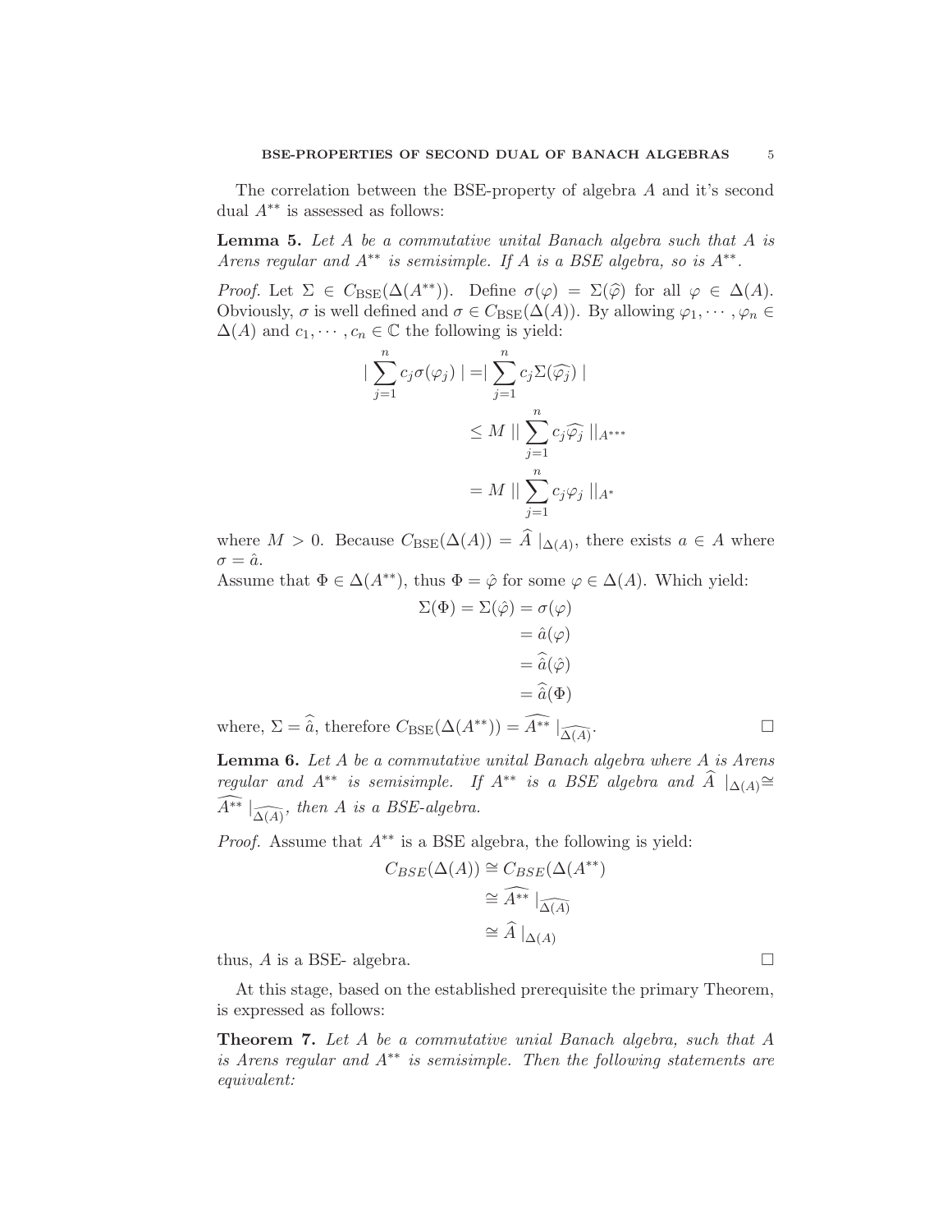The correlation between the BSE-property of algebra $A$ and it's second dual $A^{**}$ is assessed as follows:

**Lemma 5.** *Let $A$ be a commutative unital Banach algebra such that $A$ is Arens regular and $A^{**}$ is semisimple. If $A$ is a BSE algebra, so is $A^{**}$.*

*Proof.* Let $\Sigma \in C_{\mathrm{BSE}}(\Delta(A^{**}))$. Define $\sigma(\varphi) = \Sigma(\widehat{\varphi})$ for all $\varphi \in \Delta(A)$. Obviously, $\sigma$ is well defined and $\sigma \in C_{\mathrm{BSE}}(\Delta(A))$. By allowing $\varphi_1, \cdots, \varphi_n \in \Delta(A)$ and $c_1, \cdots, c_n \in \mathbb{C}$ the following is yield:

$$
\begin{aligned}
\mid \sum_{j=1}^{n} c_j \sigma(\varphi_j) \mid &= \mid \sum_{j=1}^{n} c_j \Sigma(\widehat{\varphi_j}) \mid \\
&\leq M \mid\mid \sum_{j=1}^{n} c_j \widehat{\varphi_j} \mid\mid_{A^{***}} \\
&= M \mid\mid \sum_{j=1}^{n} c_j \varphi_j \mid\mid_{A^{*}}
\end{aligned}
$$

where $M > 0$. Because $C_{\mathrm{BSE}}(\Delta(A)) = \widehat{A} \mid_{\Delta(A)}$, there exists $a \in A$ where $\sigma = \hat{a}$.

Assume that $\Phi \in \Delta(A^{**})$, thus $\Phi = \hat{\varphi}$ for some $\varphi \in \Delta(A)$. Which yield:

$$
\begin{aligned}
\Sigma(\Phi) = \Sigma(\hat{\varphi}) &= \sigma(\varphi) \\
&= \hat{a}(\varphi) \\
&= \widehat{\hat{a}}(\hat{\varphi}) \\
&= \widehat{\hat{a}}(\Phi)
\end{aligned}
$$

where, $\Sigma = \widehat{\hat{a}}$, therefore $C_{\mathrm{BSE}}(\Delta(A^{**})) = \widehat{A^{**}} \mid_{\widehat{\Delta(A)}}$. $\square$

**Lemma 6.** *Let $A$ be a commutative unital Banach algebra where $A$ is Arens regular and $A^{**}$ is semisimple. If $A^{**}$ is a BSE algebra and $\widehat{A} \mid_{\Delta(A)} \cong \widehat{A^{**}} \mid_{\widehat{\Delta(A)}}$, then $A$ is a BSE-algebra.*

*Proof.* Assume that $A^{**}$ is a BSE algebra, the following is yield:

$$
\begin{aligned}
C_{BSE}(\Delta(A)) &\cong C_{BSE}(\Delta(A^{**})) \\
&\cong \widehat{A^{**}} \mid_{\widehat{\Delta(A)}} \\
&\cong \widehat{A} \mid_{\Delta(A)}
\end{aligned}
$$

thus, $A$ is a BSE- algebra. $\square$

At this stage, based on the established prerequisite the primary Theorem, is expressed as follows:

**Theorem 7.** *Let $A$ be a commutative unial Banach algebra, such that $A$ is Arens regular and $A^{**}$ is semisimple. Then the following statements are equivalent:*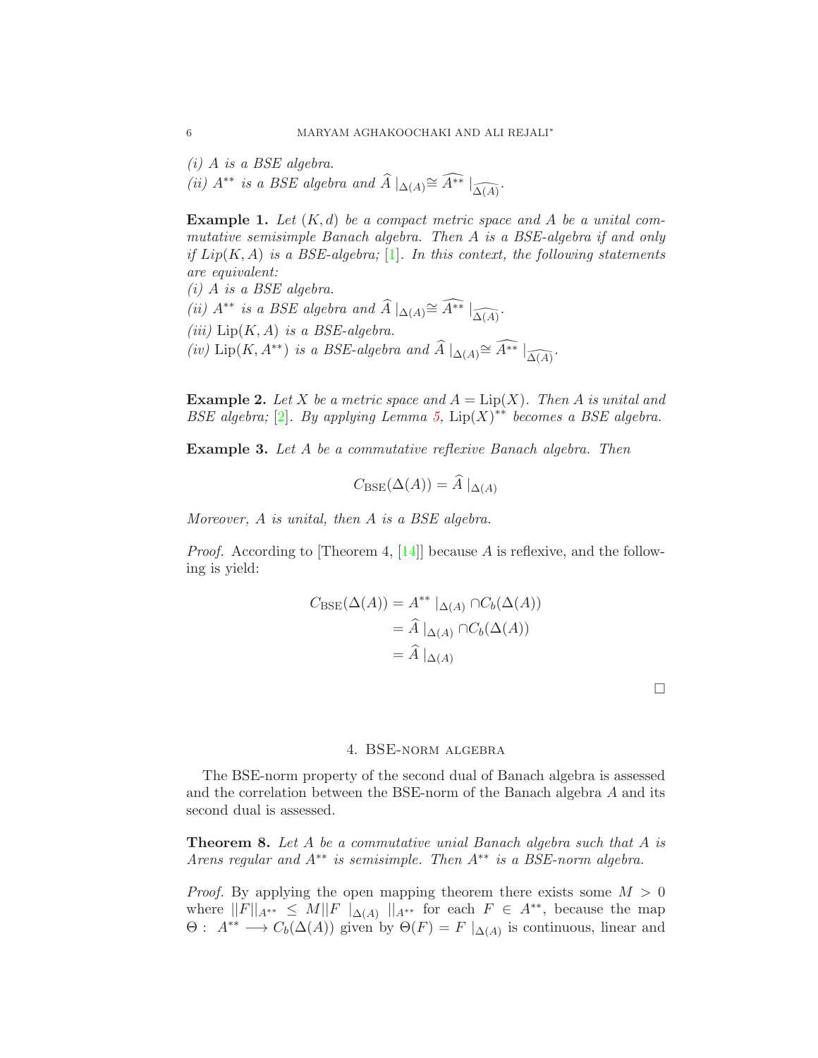*(i) $A$ is a BSE algebra.*
*(ii) $A^{**}$ is a BSE algebra and $\widehat{A}\mid_{\Delta(A)}\cong \widehat{A^{**}}\mid_{\widehat{\Delta(A)}}$.*

**Example 1.** *Let $(K,d)$ be a compact metric space and $A$ be a unital commutative semisimple Banach algebra. Then $A$ is a BSE-algebra if and only if $Lip(K,A)$ is a BSE-algebra; [1]. In this context, the following statements are equivalent:*
*(i) $A$ is a BSE algebra.*
*(ii) $A^{**}$ is a BSE algebra and $\widehat{A}\mid_{\Delta(A)}\cong \widehat{A^{**}}\mid_{\widehat{\Delta(A)}}$.*
*(iii) $\mathrm{Lip}(K,A)$ is a BSE-algebra.*
*(iv) $\mathrm{Lip}(K,A^{**})$ is a BSE-algebra and $\widehat{A}\mid_{\Delta(A)}\cong \widehat{A^{**}}\mid_{\widehat{\Delta(A)}}$.*

**Example 2.** *Let $X$ be a metric space and $A = \mathrm{Lip}(X)$. Then $A$ is unital and BSE algebra; [2]. By applying Lemma 5, $\mathrm{Lip}(X)^{**}$ becomes a BSE algebra.*

**Example 3.** *Let $A$ be a commutative reflexive Banach algebra. Then*

$$C_{\mathrm{BSE}}(\Delta(A)) = \widehat{A}\mid_{\Delta(A)}$$

*Moreover, $A$ is unital, then $A$ is a BSE algebra.*

*Proof.* According to [Theorem 4, [14]] because $A$ is reflexive, and the following is yield:

$$\begin{aligned} C_{\mathrm{BSE}}(\Delta(A)) &= A^{**}\mid_{\Delta(A)} \cap C_b(\Delta(A)) \\ &= \widehat{A}\mid_{\Delta(A)} \cap C_b(\Delta(A)) \\ &= \widehat{A}\mid_{\Delta(A)} \end{aligned}$$

□

## 4. BSE-norm algebra

The BSE-norm property of the second dual of Banach algebra is assessed and the correlation between the BSE-norm of the Banach algebra $A$ and its second dual is assessed.

**Theorem 8.** *Let $A$ be a commutative unial Banach algebra such that $A$ is Arens regular and $A^{**}$ is semisimple. Then $A^{**}$ is a BSE-norm algebra.*

*Proof.* By applying the open mapping theorem there exists some $M > 0$ where $||F||_{A^{**}} \leq M||F\mid_{\Delta(A)}||_{A^{**}}$ for each $F \in A^{**}$, because the map $\Theta :\ A^{**} \longrightarrow C_b(\Delta(A))$ given by $\Theta(F) = F\mid_{\Delta(A)}$ is continuous, linear and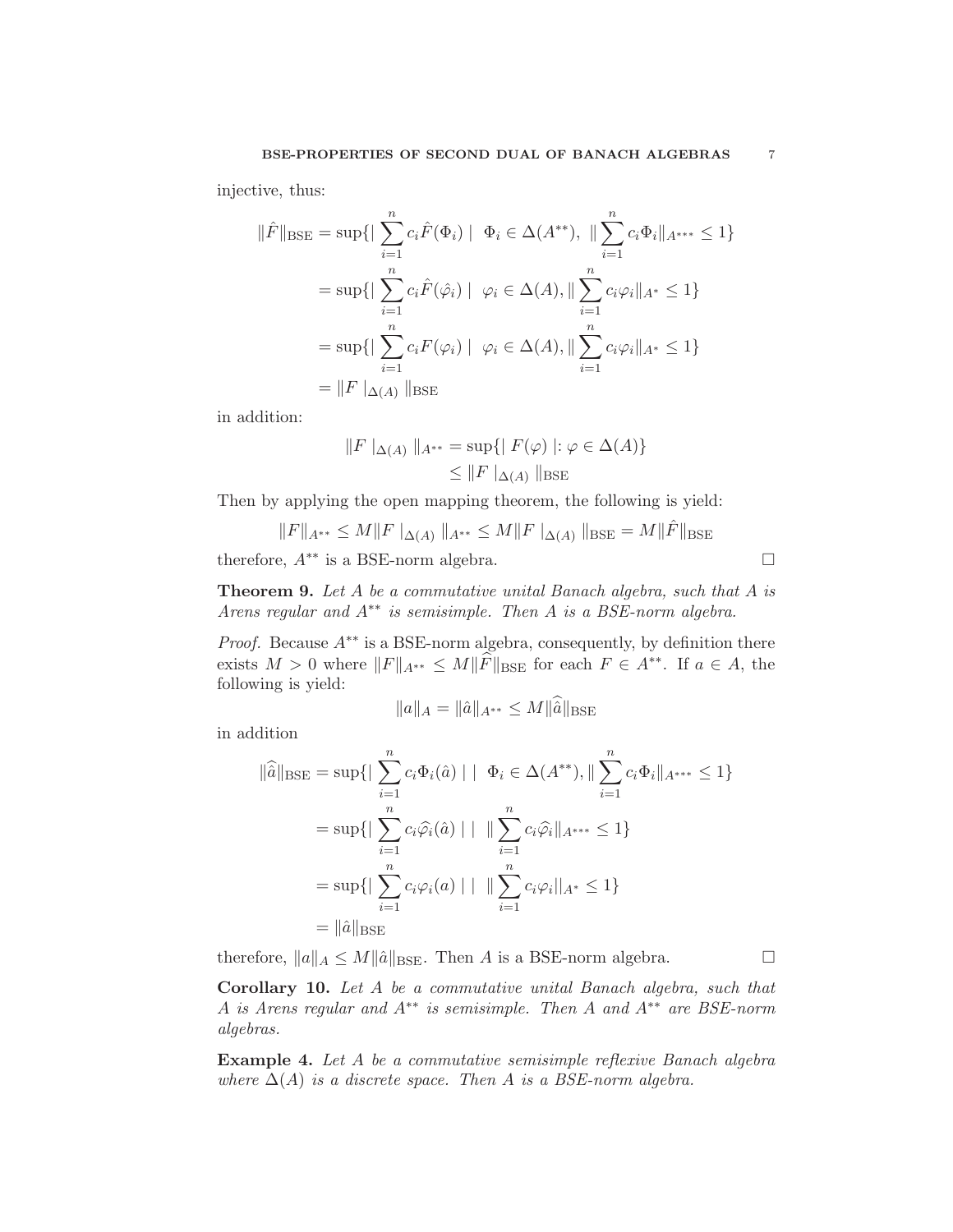injective, thus:

$$
\begin{aligned}
\|\hat{F}\|_{\text{BSE}} &= \sup\{|\sum_{i=1}^{n} c_i \hat{F}(\Phi_i)| \;\; \Phi_i \in \Delta(A^{**}),\; \|\sum_{i=1}^{n} c_i \Phi_i\|_{A^{***}} \leq 1\} \\
&= \sup\{|\sum_{i=1}^{n} c_i \hat{F}(\hat{\varphi}_i)| \;\; \varphi_i \in \Delta(A), \|\sum_{i=1}^{n} c_i \varphi_i\|_{A^*} \leq 1\} \\
&= \sup\{|\sum_{i=1}^{n} c_i F(\varphi_i)| \;\; \varphi_i \in \Delta(A), \|\sum_{i=1}^{n} c_i \varphi_i\|_{A^*} \leq 1\} \\
&= \|F\mid_{\Delta(A)}\|_{\text{BSE}}
\end{aligned}
$$

in addition:

$$
\begin{aligned}
\|F\mid_{\Delta(A)}\|_{A^{**}} &= \sup\{| F(\varphi) | : \varphi \in \Delta(A)\} \\
&\leq \|F\mid_{\Delta(A)}\|_{\text{BSE}}
\end{aligned}
$$

Then by applying the open mapping theorem, the following is yield:

$$
\|F\|_{A^{**}} \leq M\|F\mid_{\Delta(A)}\|_{A^{**}} \leq M\|F\mid_{\Delta(A)}\|_{\text{BSE}} = M\|\hat{F}\|_{\text{BSE}}
$$

therefore, $A^{**}$ is a BSE-norm algebra. □

**Theorem 9.** *Let $A$ be a commutative unital Banach algebra, such that $A$ is Arens regular and $A^{**}$ is semisimple. Then $A$ is a BSE-norm algebra.*

*Proof.* Because $A^{**}$ is a BSE-norm algebra, consequently, by definition there exists $M > 0$ where $\|F\|_{A^{**}} \leq M\|\widehat{F}\|_{\text{BSE}}$ for each $F \in A^{**}$. If $a \in A$, the following is yield:

$$
\|a\|_A = \|\hat{a}\|_{A^{**}} \leq M\|\widehat{\hat{a}}\|_{\text{BSE}}
$$

in addition

$$
\begin{aligned}
\|\widehat{\hat{a}}\|_{\text{BSE}} &= \sup\{|\sum_{i=1}^{n} c_i \Phi_i(\hat{a})| \mid \Phi_i \in \Delta(A^{**}), \|\sum_{i=1}^{n} c_i \Phi_i\|_{A^{***}} \leq 1\} \\
&= \sup\{|\sum_{i=1}^{n} c_i \widehat{\varphi}_i(\hat{a})| \mid \|\sum_{i=1}^{n} c_i \widehat{\varphi}_i\|_{A^{***}} \leq 1\} \\
&= \sup\{|\sum_{i=1}^{n} c_i \varphi_i(a)| \mid \|\sum_{i=1}^{n} c_i \varphi_i\|_{A^*} \leq 1\} \\
&= \|\hat{a}\|_{\text{BSE}}
\end{aligned}
$$

therefore, $\|a\|_A \leq M\|\hat{a}\|_{\text{BSE}}$. Then $A$ is a BSE-norm algebra. □

**Corollary 10.** *Let $A$ be a commutative unital Banach algebra, such that $A$ is Arens regular and $A^{**}$ is semisimple. Then $A$ and $A^{**}$ are BSE-norm algebras.*

**Example 4.** *Let $A$ be a commutative semisimple reflexive Banach algebra where $\Delta(A)$ is a discrete space. Then $A$ is a BSE-norm algebra.*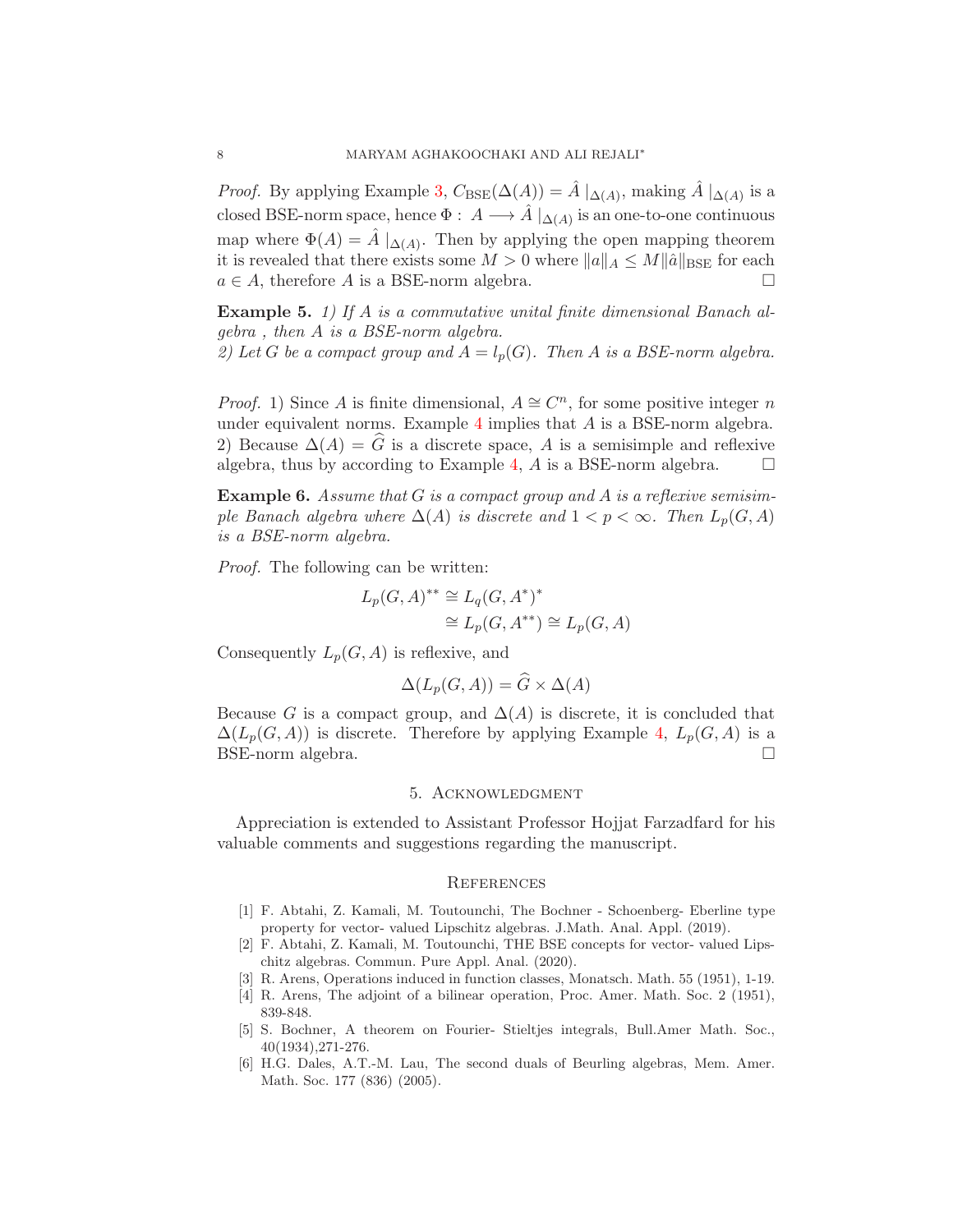*Proof.* By applying Example 3, $C_{\rm BSE}(\Delta(A)) = \hat{A} \mid_{\Delta(A)}$, making $\hat{A} \mid_{\Delta(A)}$ is a closed BSE-norm space, hence $\Phi : A \longrightarrow \hat{A} \mid_{\Delta(A)}$ is an one-to-one continuous map where $\Phi(A) = \hat{A} \mid_{\Delta(A)}$. Then by applying the open mapping theorem it is revealed that there exists some $M > 0$ where $\|a\|_A \leq M\|\hat{a}\|_{\rm BSE}$ for each $a \in A$, therefore $A$ is a BSE-norm algebra. □

**Example 5.** *1) If $A$ is a commutative unital finite dimensional Banach algebra , then $A$ is a BSE-norm algebra.*
*2) Let $G$ be a compact group and $A = l_p(G)$. Then $A$ is a BSE-norm algebra.*

*Proof.* 1) Since $A$ is finite dimensional, $A \cong C^n$, for some positive integer $n$ under equivalent norms. Example 4 implies that $A$ is a BSE-norm algebra.
2) Because $\Delta(A) = \widehat{G}$ is a discrete space, $A$ is a semisimple and reflexive algebra, thus by according to Example 4, $A$ is a BSE-norm algebra. □

**Example 6.** *Assume that $G$ is a compact group and $A$ is a reflexive semisimple Banach algebra where $\Delta(A)$ is discrete and $1 < p < \infty$. Then $L_p(G, A)$ is a BSE-norm algebra.*

*Proof.* The following can be written:

$$
\begin{aligned}
L_p(G, A)^{**} &\cong L_q(G, A^*)^* \\
&\cong L_p(G, A^{**}) \cong L_p(G, A)
\end{aligned}
$$

Consequently $L_p(G, A)$ is reflexive, and

$$\Delta(L_p(G, A)) = \widehat{G} \times \Delta(A)$$

Because $G$ is a compact group, and $\Delta(A)$ is discrete, it is concluded that $\Delta(L_p(G, A))$ is discrete. Therefore by applying Example 4, $L_p(G, A)$ is a BSE-norm algebra. □

## 5. Acknowledgment

Appreciation is extended to Assistant Professor Hojjat Farzadfard for his valuable comments and suggestions regarding the manuscript.

## References

[1] F. Abtahi, Z. Kamali, M. Toutounchi, The Bochner - Schoenberg- Eberline type property for vector- valued Lipschitz algebras. J.Math. Anal. Appl. (2019).
[2] F. Abtahi, Z. Kamali, M. Toutounchi, THE BSE concepts for vector- valued Lipschitz algebras. Commun. Pure Appl. Anal. (2020).
[3] R. Arens, Operations induced in function classes, Monatsch. Math. 55 (1951), 1-19.
[4] R. Arens, The adjoint of a bilinear operation, Proc. Amer. Math. Soc. 2 (1951), 839-848.
[5] S. Bochner, A theorem on Fourier- Stieltjes integrals, Bull.Amer Math. Soc., 40(1934),271-276.
[6] H.G. Dales, A.T.-M. Lau, The second duals of Beurling algebras, Mem. Amer. Math. Soc. 177 (836) (2005).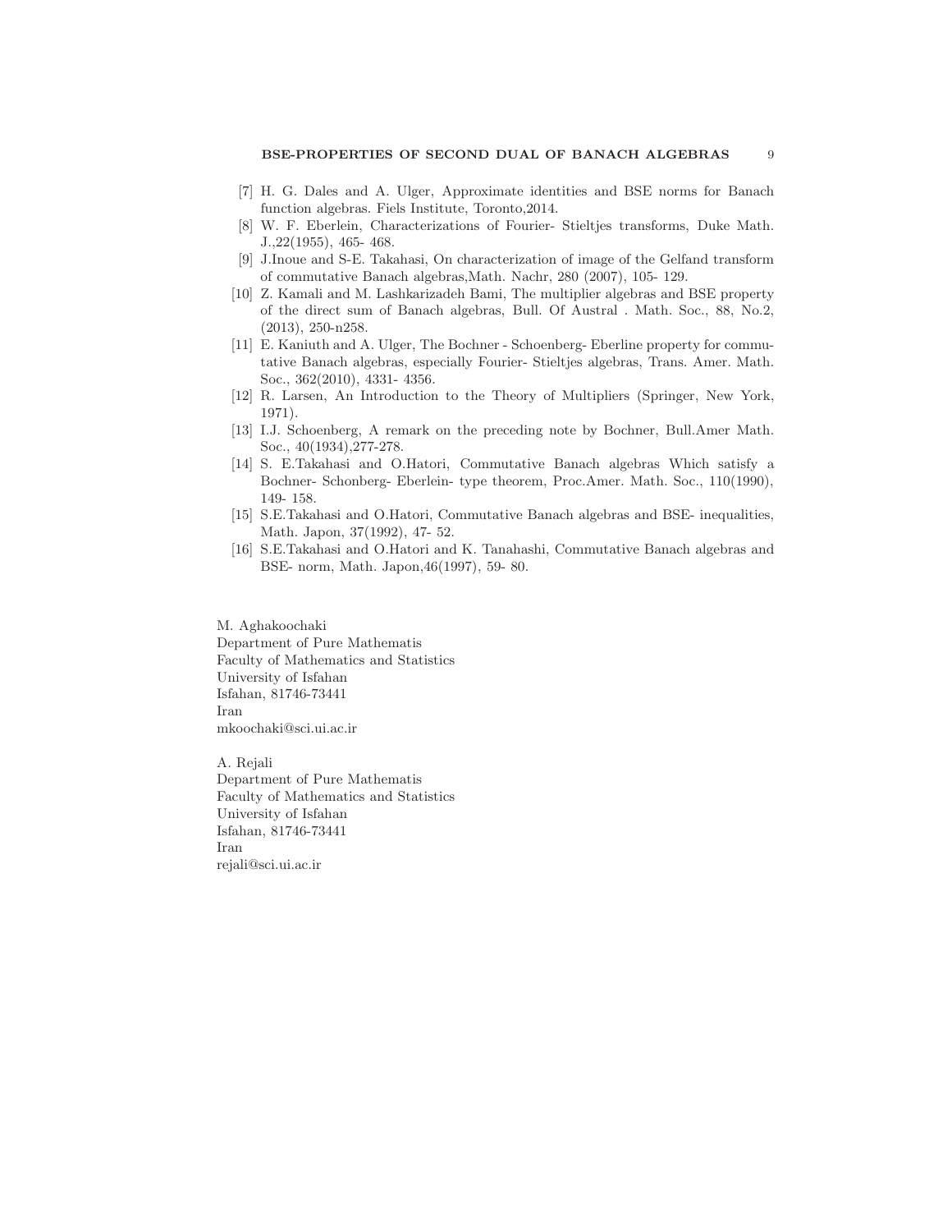[7] H. G. Dales and A. Ulger, Approximate identities and BSE norms for Banach function algebras. Fiels Institute, Toronto,2014.

[8] W. F. Eberlein, Characterizations of Fourier- Stieltjes transforms, Duke Math. J.,22(1955), 465- 468.

[9] J.Inoue and S-E. Takahasi, On characterization of image of the Gelfand transform of commutative Banach algebras,Math. Nachr, 280 (2007), 105- 129.

[10] Z. Kamali and M. Lashkarizadeh Bami, The multiplier algebras and BSE property of the direct sum of Banach algebras, Bull. Of Austral . Math. Soc., 88, No.2, (2013), 250-n258.

[11] E. Kaniuth and A. Ulger, The Bochner - Schoenberg- Eberline property for commutative Banach algebras, especially Fourier- Stieltjes algebras, Trans. Amer. Math. Soc., 362(2010), 4331- 4356.

[12] R. Larsen, An Introduction to the Theory of Multipliers (Springer, New York, 1971).

[13] I.J. Schoenberg, A remark on the preceding note by Bochner, Bull.Amer Math. Soc., 40(1934),277-278.

[14] S. E.Takahasi and O.Hatori, Commutative Banach algebras Which satisfy a Bochner- Schonberg- Eberlein- type theorem, Proc.Amer. Math. Soc., 110(1990), 149- 158.

[15] S.E.Takahasi and O.Hatori, Commutative Banach algebras and BSE- inequalities, Math. Japon, 37(1992), 47- 52.

[16] S.E.Takahasi and O.Hatori and K. Tanahashi, Commutative Banach algebras and BSE- norm, Math. Japon,46(1997), 59- 80.

M. Aghakoochaki
Department of Pure Mathematis
Faculty of Mathematics and Statistics
University of Isfahan
Isfahan, 81746-73441
Iran
mkoochaki@sci.ui.ac.ir

A. Rejali
Department of Pure Mathematis
Faculty of Mathematics and Statistics
University of Isfahan
Isfahan, 81746-73441
Iran
rejali@sci.ui.ac.ir